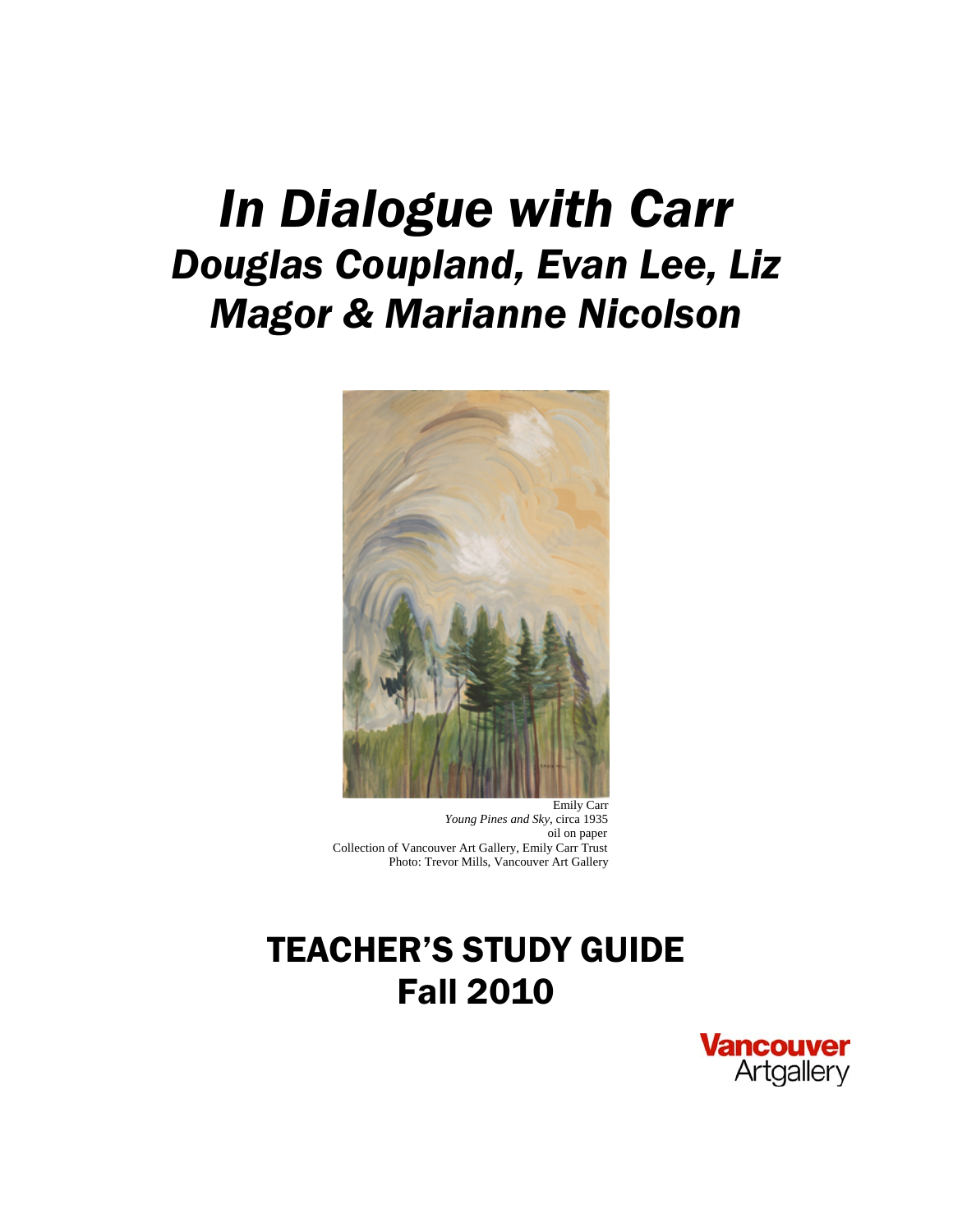# *In Dialogue with Carr*
## *Douglas Coupland, Evan Lee, Liz Magor & Marianne Nicolson*

Emily Carr
*Young Pines and Sky*, circa 1935
oil on paper
Collection of Vancouver Art Gallery, Emily Carr Trust
Photo: Trevor Mills, Vancouver Art Gallery

# TEACHER'S STUDY GUIDE
# Fall 2010

Vancouver Artgallery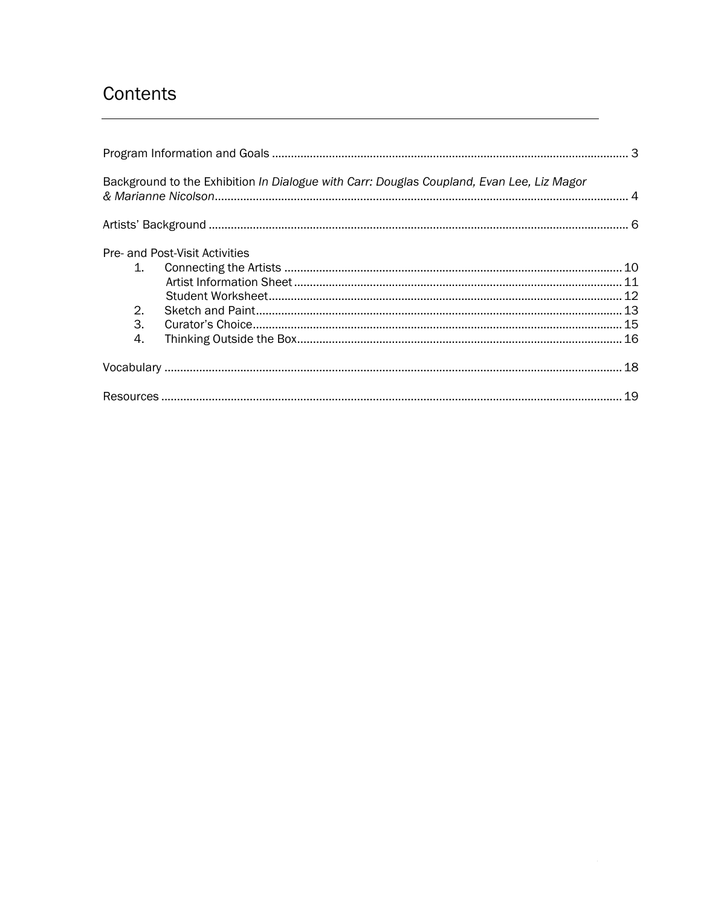# Contents

Program Information and Goals ............................................................ 3

Background to the Exhibition *In Dialogue with Carr: Douglas Coupland, Evan Lee, Liz Magor & Marianne Nicolson* ............................................................ 4

Artists' Background ............................................................ 6

Pre- and Post-Visit Activities

1. Connecting the Artists ............................................................ 10
   - Artist Information Sheet ............................................................ 11
   - Student Worksheet ............................................................ 12
2. Sketch and Paint ............................................................ 13
3. Curator's Choice ............................................................ 15
4. Thinking Outside the Box ............................................................ 16

Vocabulary ............................................................ 18

Resources ............................................................ 19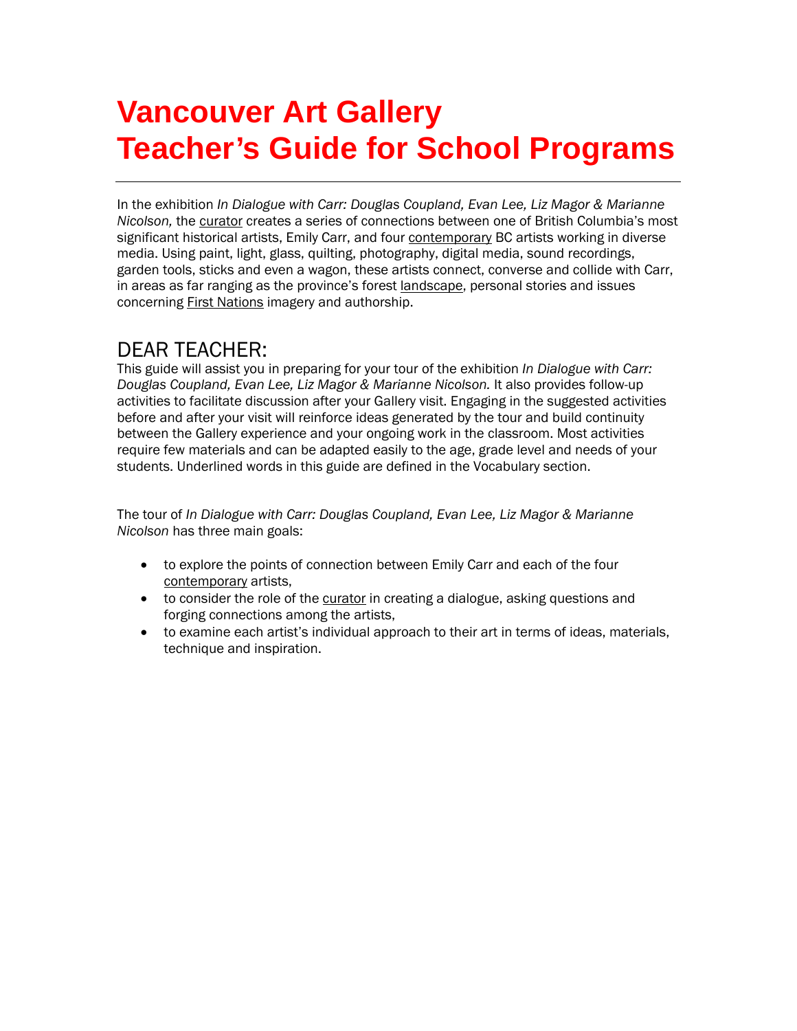# Vancouver Art Gallery
# Teacher's Guide for School Programs

---

In the exhibition *In Dialogue with Carr: Douglas Coupland, Evan Lee, Liz Magor & Marianne Nicolson,* the curator creates a series of connections between one of British Columbia's most significant historical artists, Emily Carr, and four contemporary BC artists working in diverse media. Using paint, light, glass, quilting, photography, digital media, sound recordings, garden tools, sticks and even a wagon, these artists connect, converse and collide with Carr, in areas as far ranging as the province's forest landscape, personal stories and issues concerning First Nations imagery and authorship.

## DEAR TEACHER:

This guide will assist you in preparing for your tour of the exhibition *In Dialogue with Carr: Douglas Coupland, Evan Lee, Liz Magor & Marianne Nicolson.* It also provides follow-up activities to facilitate discussion after your Gallery visit. Engaging in the suggested activities before and after your visit will reinforce ideas generated by the tour and build continuity between the Gallery experience and your ongoing work in the classroom. Most activities require few materials and can be adapted easily to the age, grade level and needs of your students. Underlined words in this guide are defined in the Vocabulary section.

The tour of *In Dialogue with Carr: Douglas Coupland, Evan Lee, Liz Magor & Marianne Nicolson* has three main goals:

- to explore the points of connection between Emily Carr and each of the four contemporary artists,
- to consider the role of the curator in creating a dialogue, asking questions and forging connections among the artists,
- to examine each artist's individual approach to their art in terms of ideas, materials, technique and inspiration.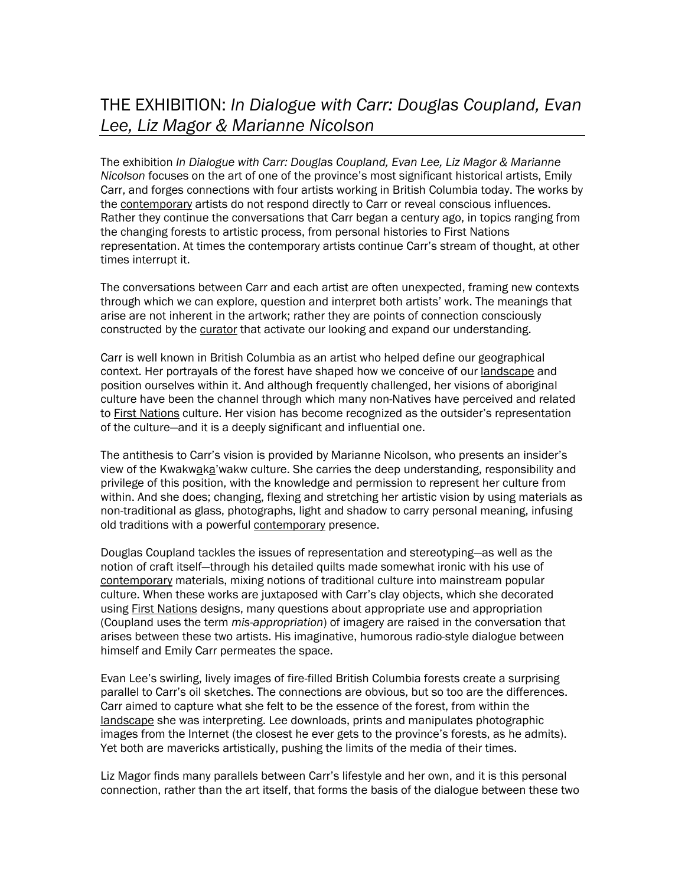## THE EXHIBITION: *In Dialogue with Carr: Douglas Coupland, Evan Lee, Liz Magor & Marianne Nicolson*

The exhibition *In Dialogue with Carr: Douglas Coupland, Evan Lee, Liz Magor & Marianne Nicolson* focuses on the art of one of the province's most significant historical artists, Emily Carr, and forges connections with four artists working in British Columbia today. The works by the contemporary artists do not respond directly to Carr or reveal conscious influences. Rather they continue the conversations that Carr began a century ago, in topics ranging from the changing forests to artistic process, from personal histories to First Nations representation. At times the contemporary artists continue Carr's stream of thought, at other times interrupt it.

The conversations between Carr and each artist are often unexpected, framing new contexts through which we can explore, question and interpret both artists' work. The meanings that arise are not inherent in the artwork; rather they are points of connection consciously constructed by the curator that activate our looking and expand our understanding.

Carr is well known in British Columbia as an artist who helped define our geographical context. Her portrayals of the forest have shaped how we conceive of our landscape and position ourselves within it. And although frequently challenged, her visions of aboriginal culture have been the channel through which many non-Natives have perceived and related to First Nations culture. Her vision has become recognized as the outsider's representation of the culture—and it is a deeply significant and influential one.

The antithesis to Carr's vision is provided by Marianne Nicolson, who presents an insider's view of the Kwakwaka'wakw culture. She carries the deep understanding, responsibility and privilege of this position, with the knowledge and permission to represent her culture from within. And she does; changing, flexing and stretching her artistic vision by using materials as non-traditional as glass, photographs, light and shadow to carry personal meaning, infusing old traditions with a powerful contemporary presence.

Douglas Coupland tackles the issues of representation and stereotyping—as well as the notion of craft itself—through his detailed quilts made somewhat ironic with his use of contemporary materials, mixing notions of traditional culture into mainstream popular culture. When these works are juxtaposed with Carr's clay objects, which she decorated using First Nations designs, many questions about appropriate use and appropriation (Coupland uses the term *mis-appropriation*) of imagery are raised in the conversation that arises between these two artists. His imaginative, humorous radio-style dialogue between himself and Emily Carr permeates the space.

Evan Lee's swirling, lively images of fire-filled British Columbia forests create a surprising parallel to Carr's oil sketches. The connections are obvious, but so too are the differences. Carr aimed to capture what she felt to be the essence of the forest, from within the landscape she was interpreting. Lee downloads, prints and manipulates photographic images from the Internet (the closest he ever gets to the province's forests, as he admits). Yet both are mavericks artistically, pushing the limits of the media of their times.

Liz Magor finds many parallels between Carr's lifestyle and her own, and it is this personal connection, rather than the art itself, that forms the basis of the dialogue between these two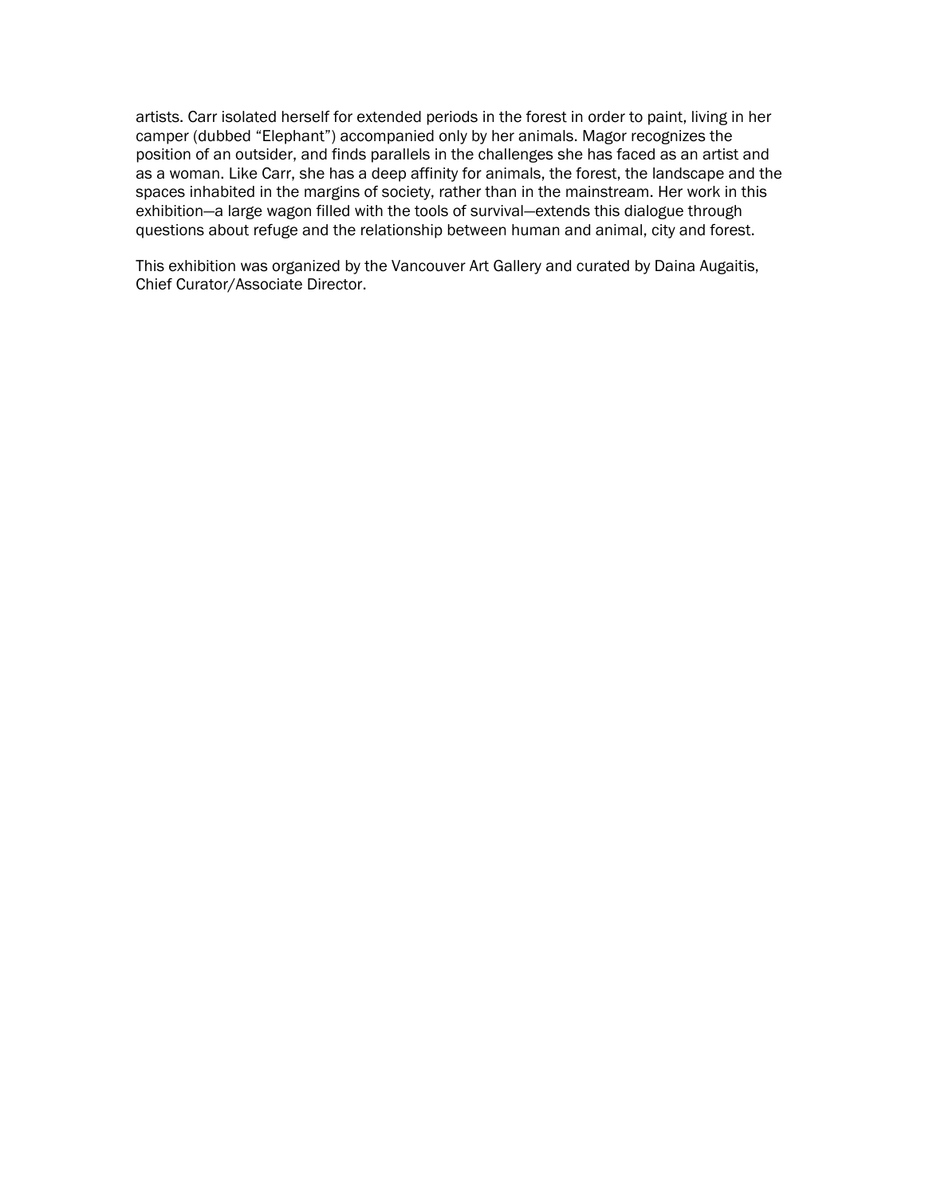artists. Carr isolated herself for extended periods in the forest in order to paint, living in her camper (dubbed “Elephant”) accompanied only by her animals. Magor recognizes the position of an outsider, and finds parallels in the challenges she has faced as an artist and as a woman. Like Carr, she has a deep affinity for animals, the forest, the landscape and the spaces inhabited in the margins of society, rather than in the mainstream. Her work in this exhibition—a large wagon filled with the tools of survival—extends this dialogue through questions about refuge and the relationship between human and animal, city and forest.

This exhibition was organized by the Vancouver Art Gallery and curated by Daina Augaitis, Chief Curator/Associate Director.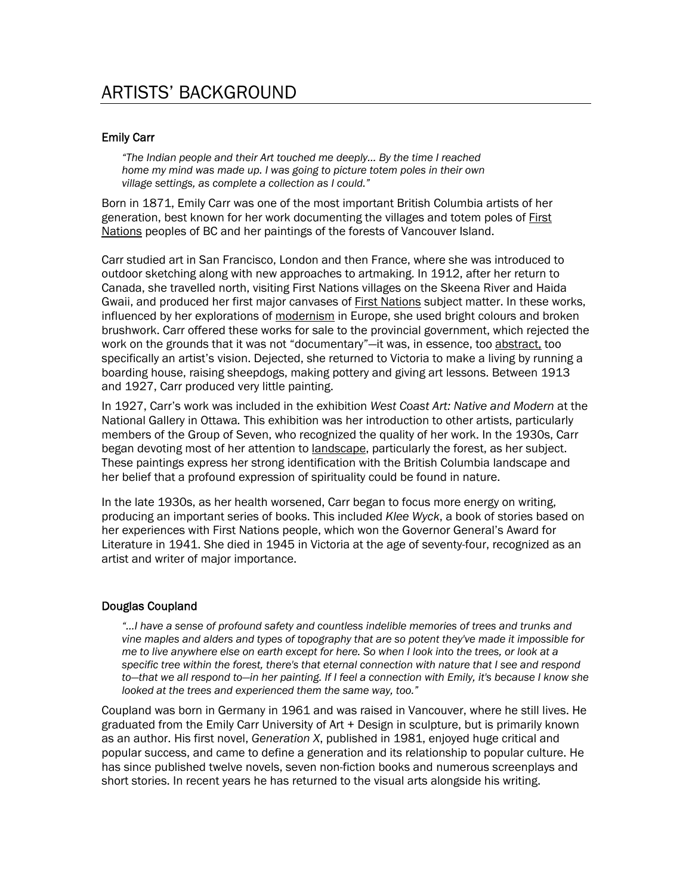# ARTISTS' BACKGROUND

### Emily Carr

> *"The Indian people and their Art touched me deeply... By the time I reached home my mind was made up. I was going to picture totem poles in their own village settings, as complete a collection as I could."*

Born in 1871, Emily Carr was one of the most important British Columbia artists of her generation, best known for her work documenting the villages and totem poles of First Nations peoples of BC and her paintings of the forests of Vancouver Island.

Carr studied art in San Francisco, London and then France, where she was introduced to outdoor sketching along with new approaches to artmaking. In 1912, after her return to Canada, she travelled north, visiting First Nations villages on the Skeena River and Haida Gwaii, and produced her first major canvases of First Nations subject matter. In these works, influenced by her explorations of modernism in Europe, she used bright colours and broken brushwork. Carr offered these works for sale to the provincial government, which rejected the work on the grounds that it was not "documentary"—it was, in essence, too abstract, too specifically an artist's vision. Dejected, she returned to Victoria to make a living by running a boarding house, raising sheepdogs, making pottery and giving art lessons. Between 1913 and 1927, Carr produced very little painting.

In 1927, Carr's work was included in the exhibition *West Coast Art: Native and Modern* at the National Gallery in Ottawa. This exhibition was her introduction to other artists, particularly members of the Group of Seven, who recognized the quality of her work. In the 1930s, Carr began devoting most of her attention to landscape, particularly the forest, as her subject. These paintings express her strong identification with the British Columbia landscape and her belief that a profound expression of spirituality could be found in nature.

In the late 1930s, as her health worsened, Carr began to focus more energy on writing, producing an important series of books. This included *Klee Wyck*, a book of stories based on her experiences with First Nations people, which won the Governor General's Award for Literature in 1941. She died in 1945 in Victoria at the age of seventy-four, recognized as an artist and writer of major importance.

### Douglas Coupland

> *"...I have a sense of profound safety and countless indelible memories of trees and trunks and vine maples and alders and types of topography that are so potent they've made it impossible for me to live anywhere else on earth except for here. So when I look into the trees, or look at a specific tree within the forest, there's that eternal connection with nature that I see and respond to—that we all respond to—in her painting. If I feel a connection with Emily, it's because I know she looked at the trees and experienced them the same way, too."*

Coupland was born in Germany in 1961 and was raised in Vancouver, where he still lives. He graduated from the Emily Carr University of Art + Design in sculpture, but is primarily known as an author. His first novel, *Generation X*, published in 1981, enjoyed huge critical and popular success, and came to define a generation and its relationship to popular culture. He has since published twelve novels, seven non-fiction books and numerous screenplays and short stories. In recent years he has returned to the visual arts alongside his writing.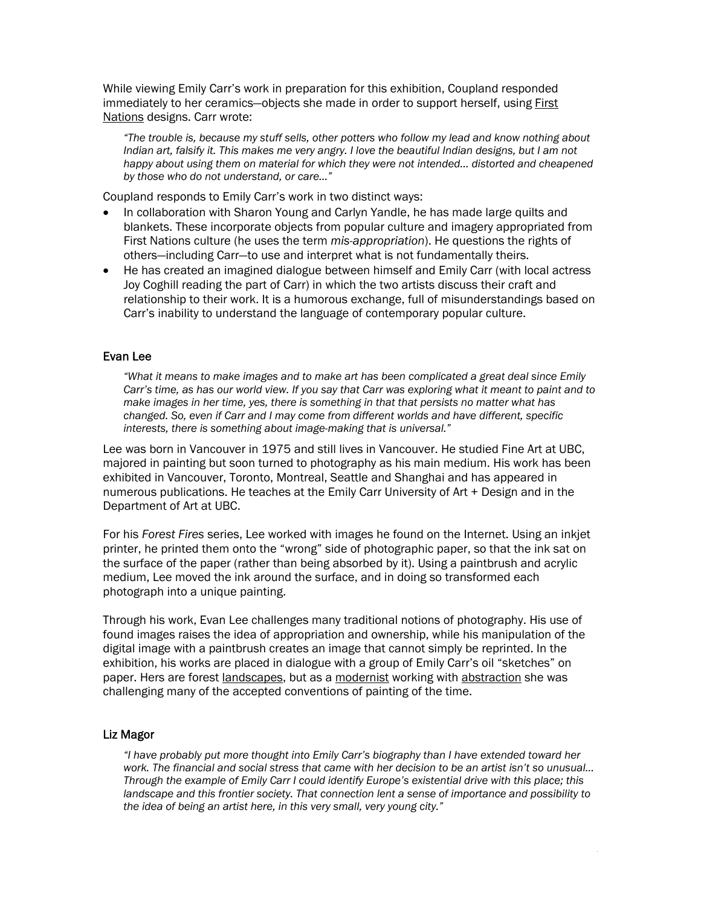While viewing Emily Carr's work in preparation for this exhibition, Coupland responded immediately to her ceramics—objects she made in order to support herself, using First Nations designs. Carr wrote:

> *"The trouble is, because my stuff sells, other potters who follow my lead and know nothing about Indian art, falsify it. This makes me very angry. I love the beautiful Indian designs, but I am not happy about using them on material for which they were not intended… distorted and cheapened by those who do not understand, or care…"*

Coupland responds to Emily Carr's work in two distinct ways:

- In collaboration with Sharon Young and Carlyn Yandle, he has made large quilts and blankets. These incorporate objects from popular culture and imagery appropriated from First Nations culture (he uses the term *mis-appropriation*). He questions the rights of others—including Carr—to use and interpret what is not fundamentally theirs.
- He has created an imagined dialogue between himself and Emily Carr (with local actress Joy Coghill reading the part of Carr) in which the two artists discuss their craft and relationship to their work. It is a humorous exchange, full of misunderstandings based on Carr's inability to understand the language of contemporary popular culture.

### Evan Lee

> *"What it means to make images and to make art has been complicated a great deal since Emily Carr's time, as has our world view. If you say that Carr was exploring what it meant to paint and to make images in her time, yes, there is something in that that persists no matter what has changed. So, even if Carr and I may come from different worlds and have different, specific interests, there is something about image-making that is universal."*

Lee was born in Vancouver in 1975 and still lives in Vancouver. He studied Fine Art at UBC, majored in painting but soon turned to photography as his main medium. His work has been exhibited in Vancouver, Toronto, Montreal, Seattle and Shanghai and has appeared in numerous publications. He teaches at the Emily Carr University of Art + Design and in the Department of Art at UBC.

For his *Forest Fires* series, Lee worked with images he found on the Internet. Using an inkjet printer, he printed them onto the "wrong" side of photographic paper, so that the ink sat on the surface of the paper (rather than being absorbed by it). Using a paintbrush and acrylic medium, Lee moved the ink around the surface, and in doing so transformed each photograph into a unique painting.

Through his work, Evan Lee challenges many traditional notions of photography. His use of found images raises the idea of appropriation and ownership, while his manipulation of the digital image with a paintbrush creates an image that cannot simply be reprinted. In the exhibition, his works are placed in dialogue with a group of Emily Carr's oil "sketches" on paper. Hers are forest landscapes, but as a modernist working with abstraction she was challenging many of the accepted conventions of painting of the time.

### Liz Magor

> *"I have probably put more thought into Emily Carr's biography than I have extended toward her work. The financial and social stress that came with her decision to be an artist isn't so unusual… Through the example of Emily Carr I could identify Europe's existential drive with this place; this landscape and this frontier society. That connection lent a sense of importance and possibility to the idea of being an artist here, in this very small, very young city."*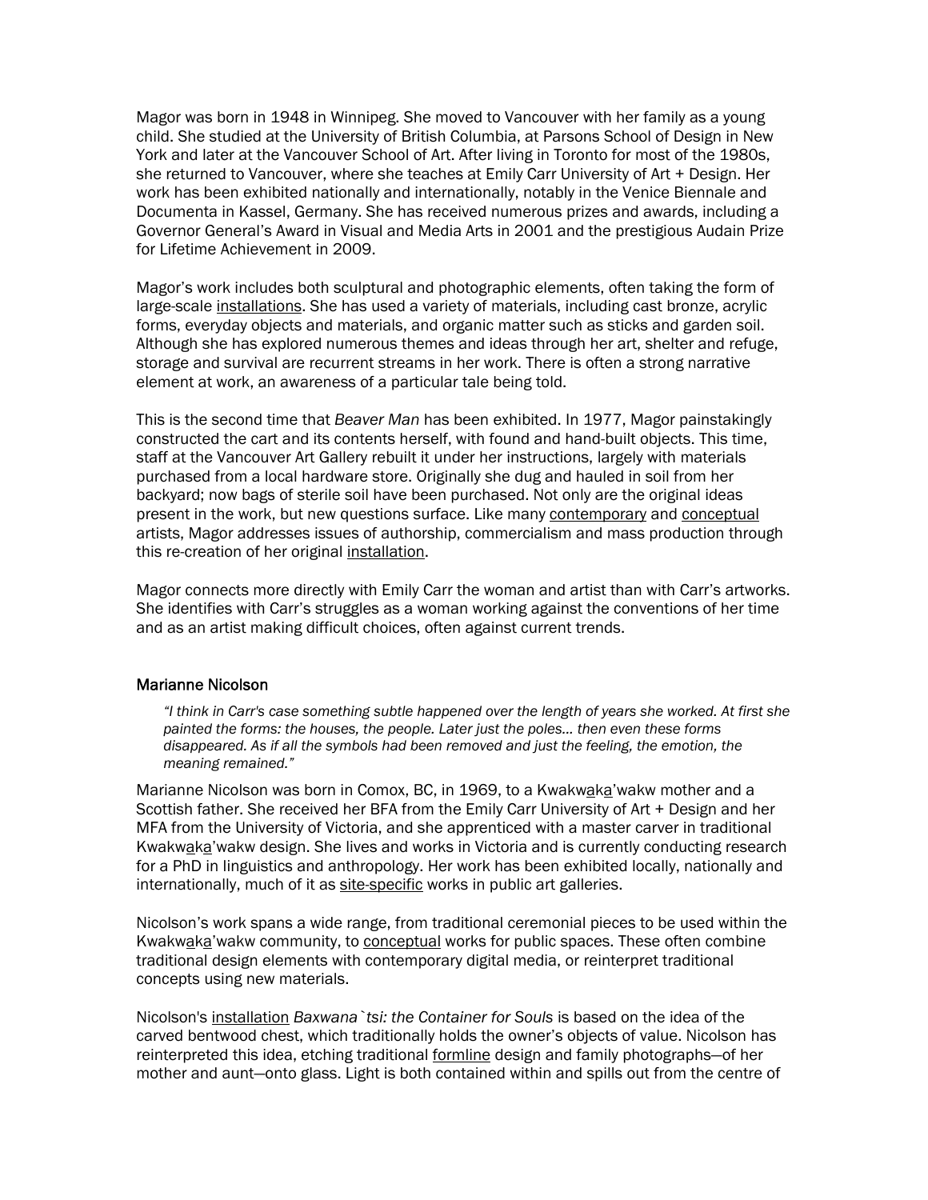Magor was born in 1948 in Winnipeg. She moved to Vancouver with her family as a young child. She studied at the University of British Columbia, at Parsons School of Design in New York and later at the Vancouver School of Art. After living in Toronto for most of the 1980s, she returned to Vancouver, where she teaches at Emily Carr University of Art + Design. Her work has been exhibited nationally and internationally, notably in the Venice Biennale and Documenta in Kassel, Germany. She has received numerous prizes and awards, including a Governor General's Award in Visual and Media Arts in 2001 and the prestigious Audain Prize for Lifetime Achievement in 2009.

Magor's work includes both sculptural and photographic elements, often taking the form of large-scale installations. She has used a variety of materials, including cast bronze, acrylic forms, everyday objects and materials, and organic matter such as sticks and garden soil. Although she has explored numerous themes and ideas through her art, shelter and refuge, storage and survival are recurrent streams in her work. There is often a strong narrative element at work, an awareness of a particular tale being told.

This is the second time that *Beaver Man* has been exhibited. In 1977, Magor painstakingly constructed the cart and its contents herself, with found and hand-built objects. This time, staff at the Vancouver Art Gallery rebuilt it under her instructions, largely with materials purchased from a local hardware store. Originally she dug and hauled in soil from her backyard; now bags of sterile soil have been purchased. Not only are the original ideas present in the work, but new questions surface. Like many contemporary and conceptual artists, Magor addresses issues of authorship, commercialism and mass production through this re-creation of her original installation.

Magor connects more directly with Emily Carr the woman and artist than with Carr's artworks. She identifies with Carr's struggles as a woman working against the conventions of her time and as an artist making difficult choices, often against current trends.

### Marianne Nicolson

> *"I think in Carr's case something subtle happened over the length of years she worked. At first she painted the forms: the houses, the people. Later just the poles… then even these forms disappeared. As if all the symbols had been removed and just the feeling, the emotion, the meaning remained."*

Marianne Nicolson was born in Comox, BC, in 1969, to a Kwakwa̱ka̱'wakw mother and a Scottish father. She received her BFA from the Emily Carr University of Art + Design and her MFA from the University of Victoria, and she apprenticed with a master carver in traditional Kwakwa̱ka̱'wakw design. She lives and works in Victoria and is currently conducting research for a PhD in linguistics and anthropology. Her work has been exhibited locally, nationally and internationally, much of it as site-specific works in public art galleries.

Nicolson's work spans a wide range, from traditional ceremonial pieces to be used within the Kwakwa̱ka̱'wakw community, to conceptual works for public spaces. These often combine traditional design elements with contemporary digital media, or reinterpret traditional concepts using new materials.

Nicolson's installation *Baxwana`tsi: the Container for Souls* is based on the idea of the carved bentwood chest, which traditionally holds the owner's objects of value. Nicolson has reinterpreted this idea, etching traditional formline design and family photographs—of her mother and aunt—onto glass. Light is both contained within and spills out from the centre of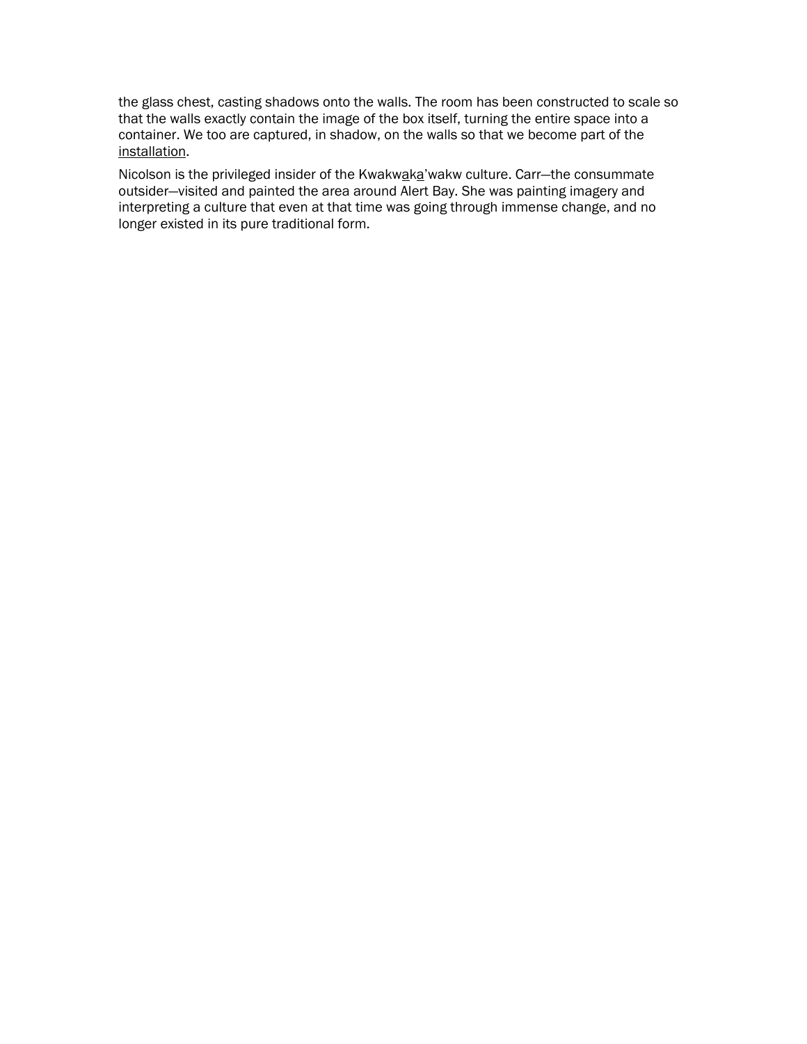the glass chest, casting shadows onto the walls. The room has been constructed to scale so that the walls exactly contain the image of the box itself, turning the entire space into a container. We too are captured, in shadow, on the walls so that we become part of the installation.

Nicolson is the privileged insider of the Kwakwa̱ka̱'wakw culture. Carr—the consummate outsider—visited and painted the area around Alert Bay. She was painting imagery and interpreting a culture that even at that time was going through immense change, and no longer existed in its pure traditional form.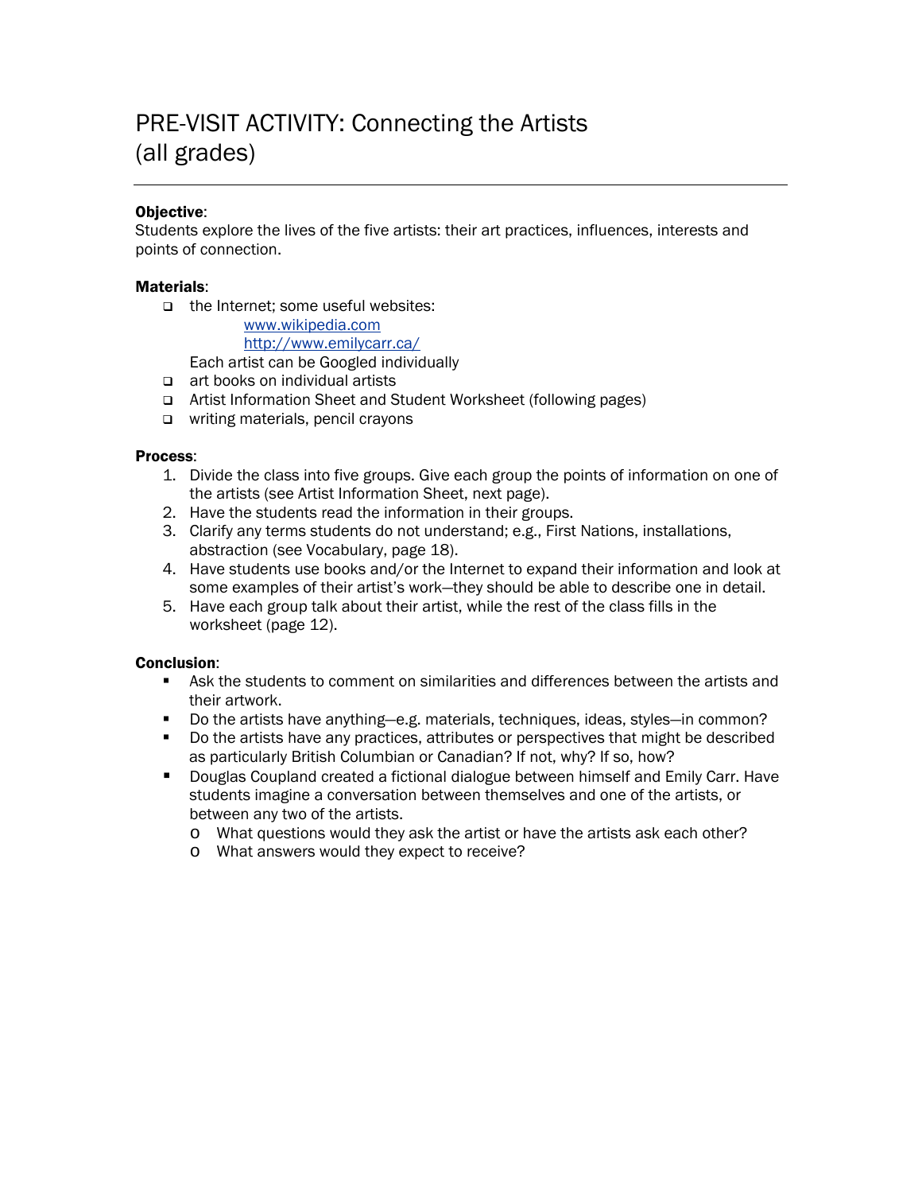# PRE-VISIT ACTIVITY: Connecting the Artists (all grades)

---

**Objective**:
Students explore the lives of the five artists: their art practices, influences, interests and points of connection.

**Materials**:

- the Internet; some useful websites:
  - [www.wikipedia.com](http://www.wikipedia.com)
  - [http://www.emilycarr.ca/](http://www.emilycarr.ca/)

  Each artist can be Googled individually
- art books on individual artists
- Artist Information Sheet and Student Worksheet (following pages)
- writing materials, pencil crayons

**Process**:

1. Divide the class into five groups. Give each group the points of information on one of the artists (see Artist Information Sheet, next page).
2. Have the students read the information in their groups.
3. Clarify any terms students do not understand; e.g., First Nations, installations, abstraction (see Vocabulary, page 18).
4. Have students use books and/or the Internet to expand their information and look at some examples of their artist's work—they should be able to describe one in detail.
5. Have each group talk about their artist, while the rest of the class fills in the worksheet (page 12).

**Conclusion**:

- Ask the students to comment on similarities and differences between the artists and their artwork.
- Do the artists have anything—e.g. materials, techniques, ideas, styles—in common?
- Do the artists have any practices, attributes or perspectives that might be described as particularly British Columbian or Canadian? If not, why? If so, how?
- Douglas Coupland created a fictional dialogue between himself and Emily Carr. Have students imagine a conversation between themselves and one of the artists, or between any two of the artists.
  - What questions would they ask the artist or have the artists ask each other?
  - What answers would they expect to receive?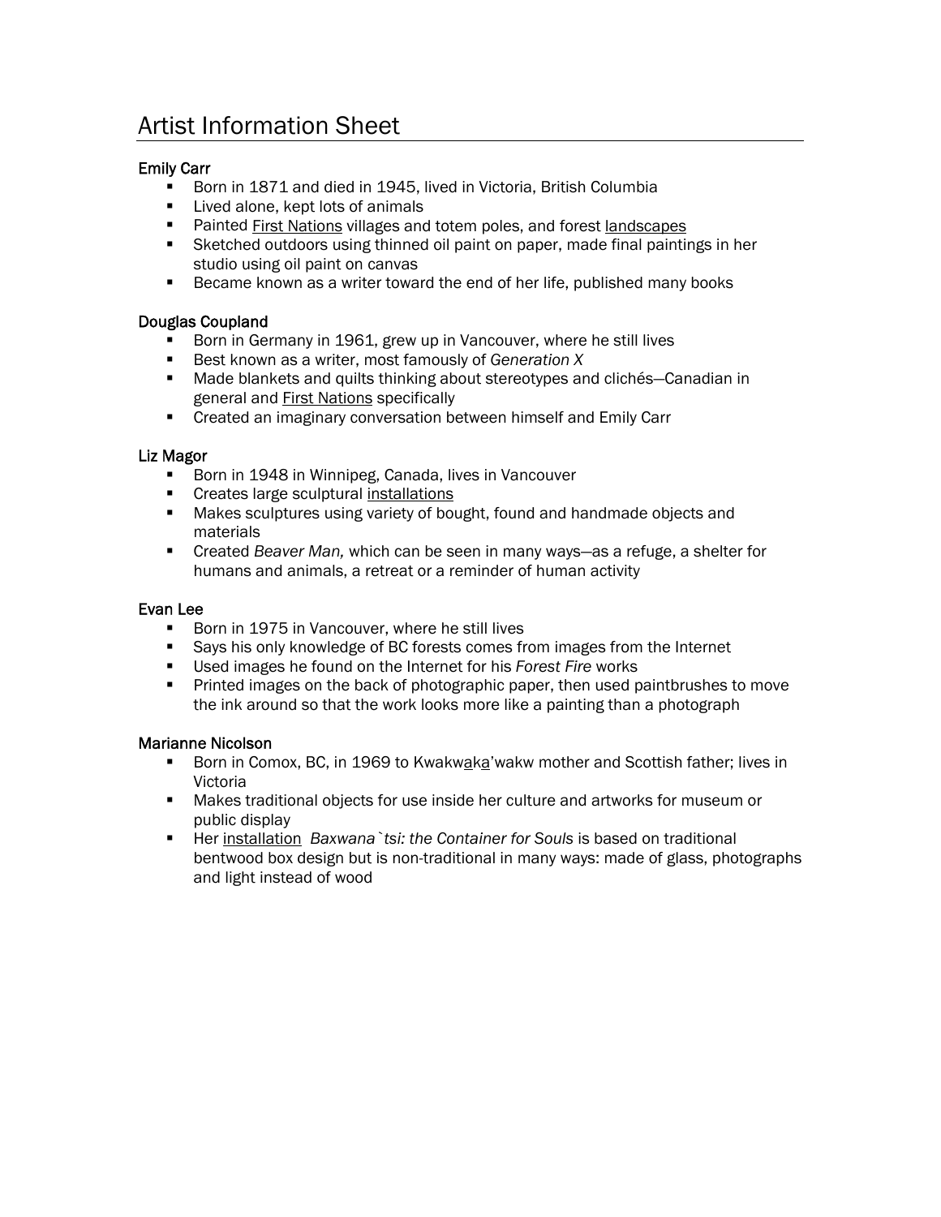# Artist Information Sheet

**Emily Carr**

- Born in 1871 and died in 1945, lived in Victoria, British Columbia
- Lived alone, kept lots of animals
- Painted First Nations villages and totem poles, and forest landscapes
- Sketched outdoors using thinned oil paint on paper, made final paintings in her studio using oil paint on canvas
- Became known as a writer toward the end of her life, published many books

**Douglas Coupland**

- Born in Germany in 1961, grew up in Vancouver, where he still lives
- Best known as a writer, most famously of *Generation X*
- Made blankets and quilts thinking about stereotypes and clichés—Canadian in general and First Nations specifically
- Created an imaginary conversation between himself and Emily Carr

**Liz Magor**

- Born in 1948 in Winnipeg, Canada, lives in Vancouver
- Creates large sculptural installations
- Makes sculptures using variety of bought, found and handmade objects and materials
- Created *Beaver Man,* which can be seen in many ways—as a refuge, a shelter for humans and animals, a retreat or a reminder of human activity

**Evan Lee**

- Born in 1975 in Vancouver, where he still lives
- Says his only knowledge of BC forests comes from images from the Internet
- Used images he found on the Internet for his *Forest Fire* works
- Printed images on the back of photographic paper, then used paintbrushes to move the ink around so that the work looks more like a painting than a photograph

**Marianne Nicolson**

- Born in Comox, BC, in 1969 to Kwakwaka'wakw mother and Scottish father; lives in Victoria
- Makes traditional objects for use inside her culture and artworks for museum or public display
- Her installation *Baxwana`tsi: the Container for Souls* is based on traditional bentwood box design but is non-traditional in many ways: made of glass, photographs and light instead of wood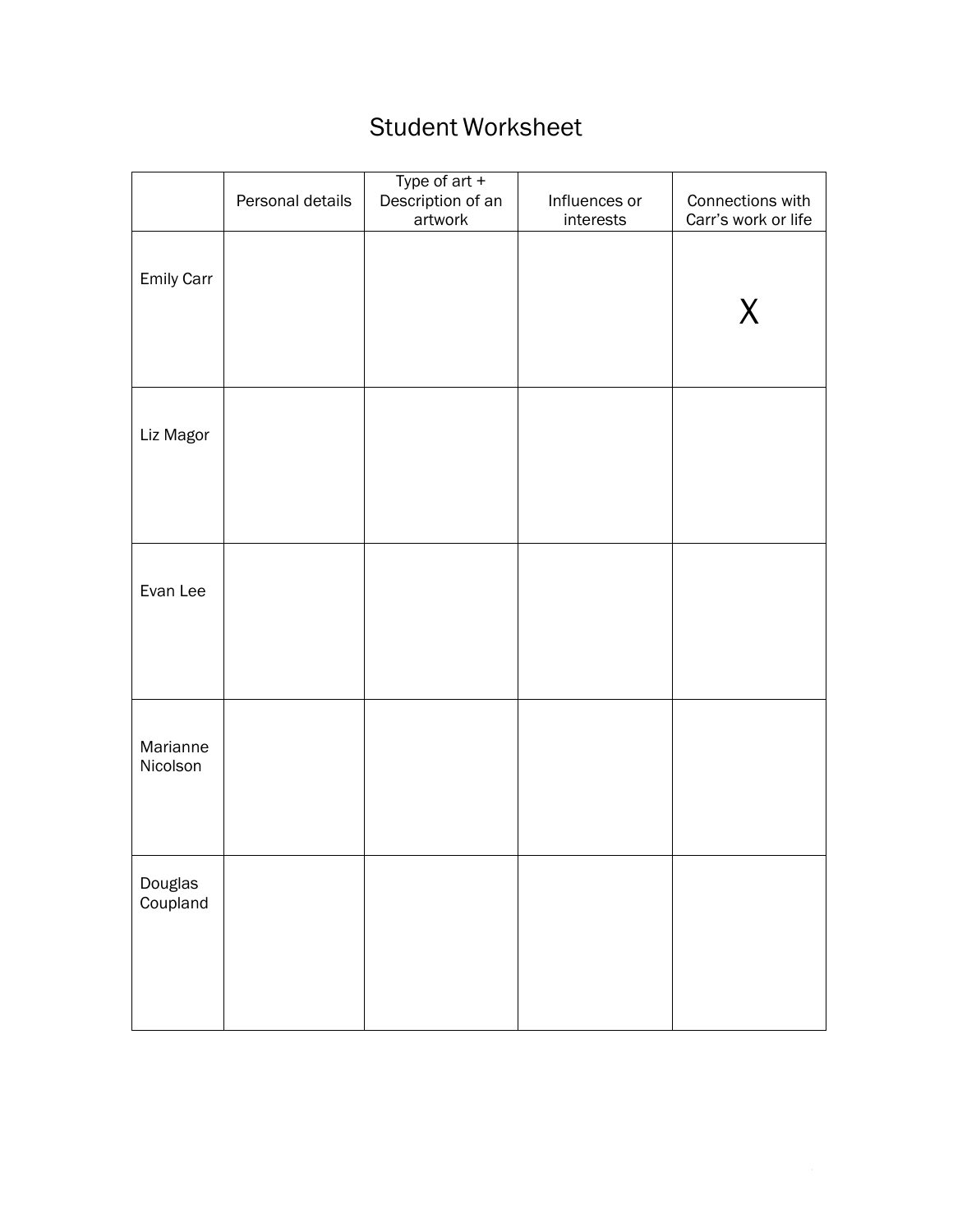# Student Worksheet

| | Personal details | Type of art + Description of an artwork | Influences or interests | Connections with Carr's work or life |
|---|---|---|---|---|
| Emily Carr | | | | X |
| Liz Magor | | | | |
| Evan Lee | | | | |
| Marianne Nicolson | | | | |
| Douglas Coupland | | | | |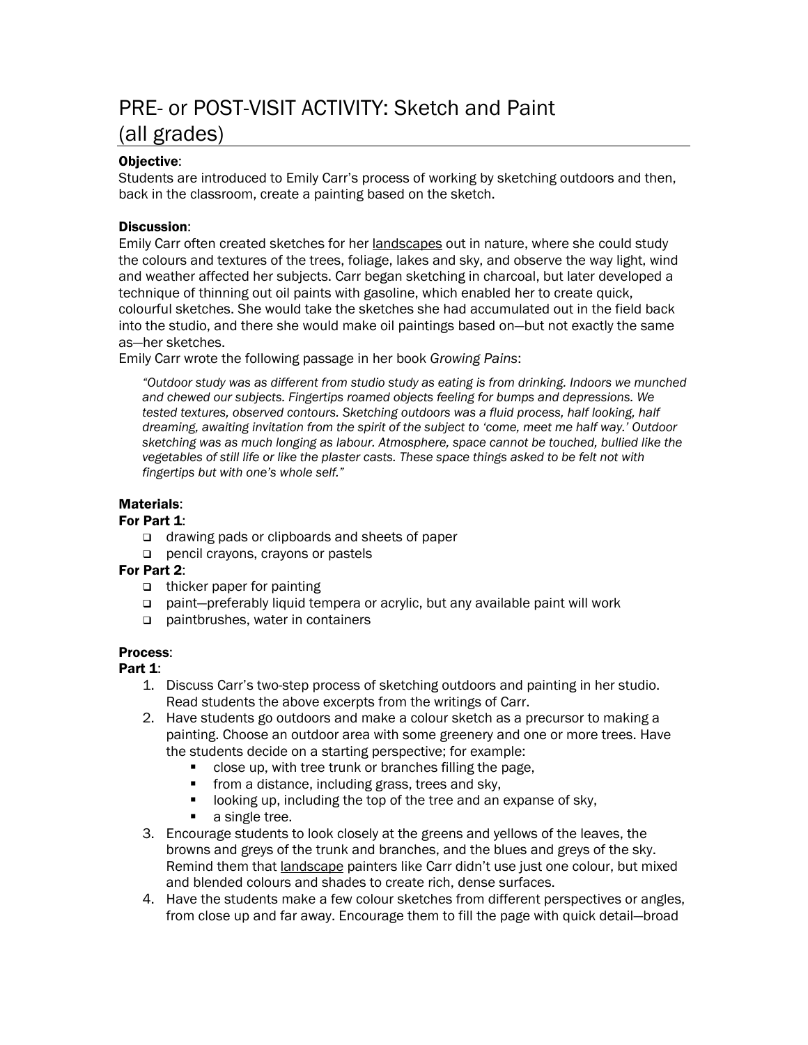# PRE- or POST-VISIT ACTIVITY: Sketch and Paint (all grades)

**Objective**:
Students are introduced to Emily Carr's process of working by sketching outdoors and then, back in the classroom, create a painting based on the sketch.

**Discussion**:
Emily Carr often created sketches for her landscapes out in nature, where she could study the colours and textures of the trees, foliage, lakes and sky, and observe the way light, wind and weather affected her subjects. Carr began sketching in charcoal, but later developed a technique of thinning out oil paints with gasoline, which enabled her to create quick, colourful sketches. She would take the sketches she had accumulated out in the field back into the studio, and there she would make oil paintings based on—but not exactly the same as—her sketches.
Emily Carr wrote the following passage in her book *Growing Pains*:

> *"Outdoor study was as different from studio study as eating is from drinking. Indoors we munched and chewed our subjects. Fingertips roamed objects feeling for bumps and depressions. We tested textures, observed contours. Sketching outdoors was a fluid process, half looking, half dreaming, awaiting invitation from the spirit of the subject to 'come, meet me half way.' Outdoor sketching was as much longing as labour. Atmosphere, space cannot be touched, bullied like the vegetables of still life or like the plaster casts. These space things asked to be felt not with fingertips but with one's whole self."*

**Materials**:

**For Part 1**:

- drawing pads or clipboards and sheets of paper
- pencil crayons, crayons or pastels

**For Part 2**:

- thicker paper for painting
- paint—preferably liquid tempera or acrylic, but any available paint will work
- paintbrushes, water in containers

**Process**:

**Part 1**:

1. Discuss Carr's two-step process of sketching outdoors and painting in her studio. Read students the above excerpts from the writings of Carr.
2. Have students go outdoors and make a colour sketch as a precursor to making a painting. Choose an outdoor area with some greenery and one or more trees. Have the students decide on a starting perspective; for example:
   - close up, with tree trunk or branches filling the page,
   - from a distance, including grass, trees and sky,
   - looking up, including the top of the tree and an expanse of sky,
   - a single tree.
3. Encourage students to look closely at the greens and yellows of the leaves, the browns and greys of the trunk and branches, and the blues and greys of the sky. Remind them that landscape painters like Carr didn't use just one colour, but mixed and blended colours and shades to create rich, dense surfaces.
4. Have the students make a few colour sketches from different perspectives or angles, from close up and far away. Encourage them to fill the page with quick detail—broad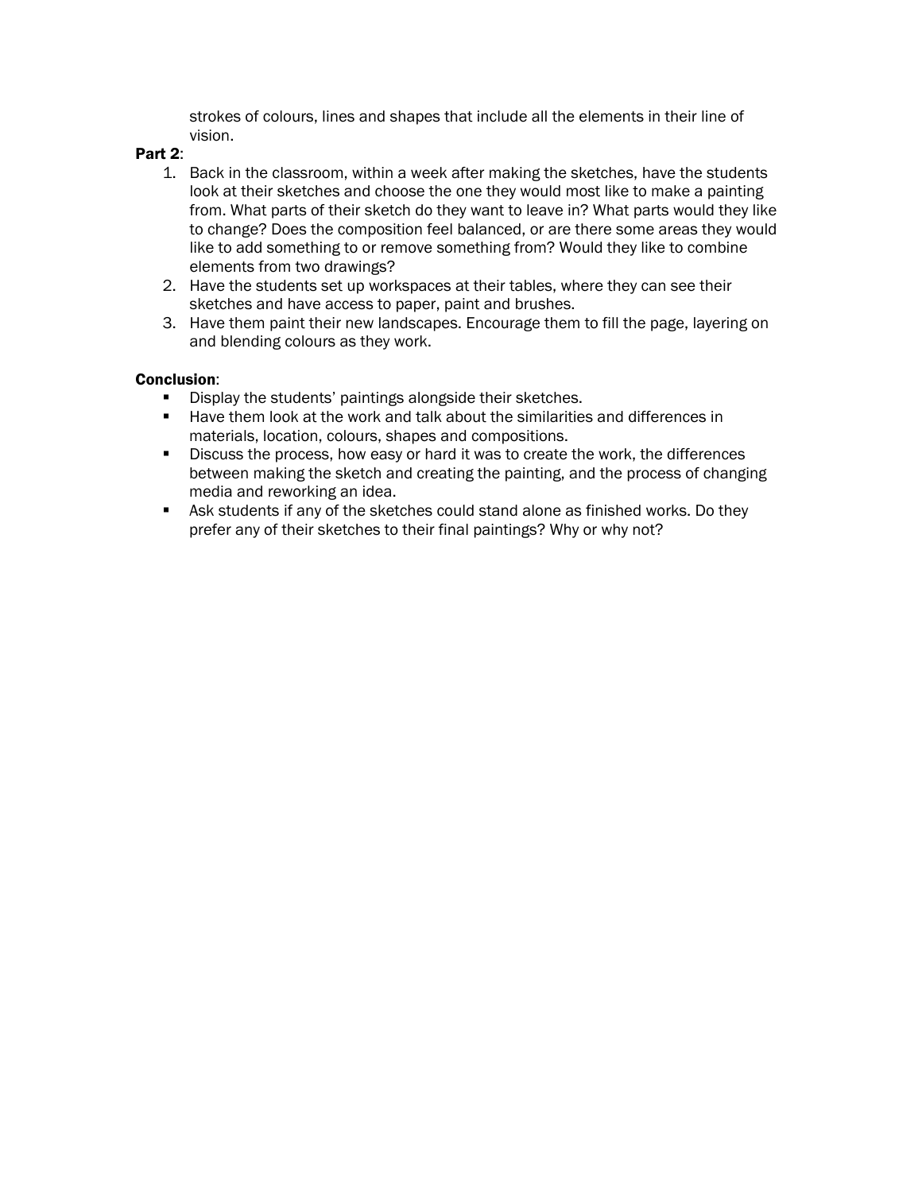strokes of colours, lines and shapes that include all the elements in their line of vision.

**Part 2**:

1. Back in the classroom, within a week after making the sketches, have the students look at their sketches and choose the one they would most like to make a painting from. What parts of their sketch do they want to leave in? What parts would they like to change? Does the composition feel balanced, or are there some areas they would like to add something to or remove something from? Would they like to combine elements from two drawings?
2. Have the students set up workspaces at their tables, where they can see their sketches and have access to paper, paint and brushes.
3. Have them paint their new landscapes. Encourage them to fill the page, layering on and blending colours as they work.

**Conclusion**:

- Display the students' paintings alongside their sketches.
- Have them look at the work and talk about the similarities and differences in materials, location, colours, shapes and compositions.
- Discuss the process, how easy or hard it was to create the work, the differences between making the sketch and creating the painting, and the process of changing media and reworking an idea.
- Ask students if any of the sketches could stand alone as finished works. Do they prefer any of their sketches to their final paintings? Why or why not?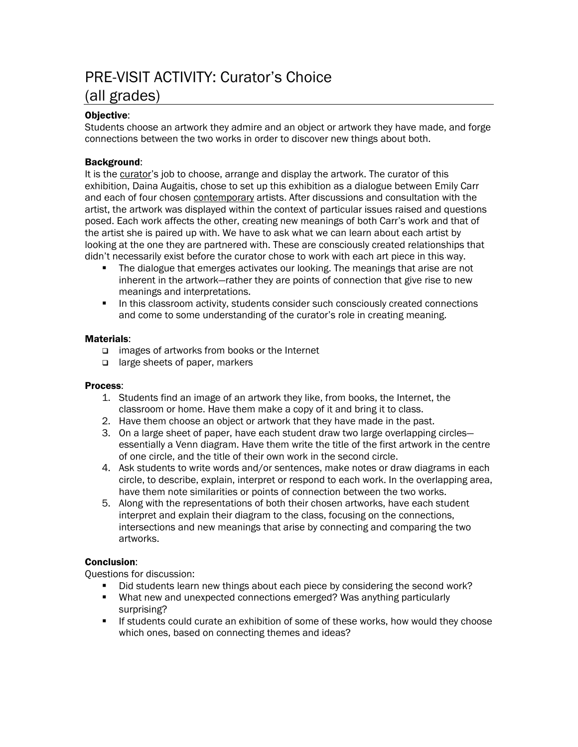# PRE-VISIT ACTIVITY: Curator's Choice (all grades)

**Objective**:
Students choose an artwork they admire and an object or artwork they have made, and forge connections between the two works in order to discover new things about both.

**Background**:
It is the curator's job to choose, arrange and display the artwork. The curator of this exhibition, Daina Augaitis, chose to set up this exhibition as a dialogue between Emily Carr and each of four chosen contemporary artists. After discussions and consultation with the artist, the artwork was displayed within the context of particular issues raised and questions posed. Each work affects the other, creating new meanings of both Carr's work and that of the artist she is paired up with. We have to ask what we can learn about each artist by looking at the one they are partnered with. These are consciously created relationships that didn't necessarily exist before the curator chose to work with each art piece in this way.

- The dialogue that emerges activates our looking. The meanings that arise are not inherent in the artwork—rather they are points of connection that give rise to new meanings and interpretations.
- In this classroom activity, students consider such consciously created connections and come to some understanding of the curator's role in creating meaning.

**Materials**:

- images of artworks from books or the Internet
- large sheets of paper, markers

**Process**:

1. Students find an image of an artwork they like, from books, the Internet, the classroom or home. Have them make a copy of it and bring it to class.
2. Have them choose an object or artwork that they have made in the past.
3. On a large sheet of paper, have each student draw two large overlapping circles—essentially a Venn diagram. Have them write the title of the first artwork in the centre of one circle, and the title of their own work in the second circle.
4. Ask students to write words and/or sentences, make notes or draw diagrams in each circle, to describe, explain, interpret or respond to each work. In the overlapping area, have them note similarities or points of connection between the two works.
5. Along with the representations of both their chosen artworks, have each student interpret and explain their diagram to the class, focusing on the connections, intersections and new meanings that arise by connecting and comparing the two artworks.

**Conclusion**:
Questions for discussion:

- Did students learn new things about each piece by considering the second work?
- What new and unexpected connections emerged? Was anything particularly surprising?
- If students could curate an exhibition of some of these works, how would they choose which ones, based on connecting themes and ideas?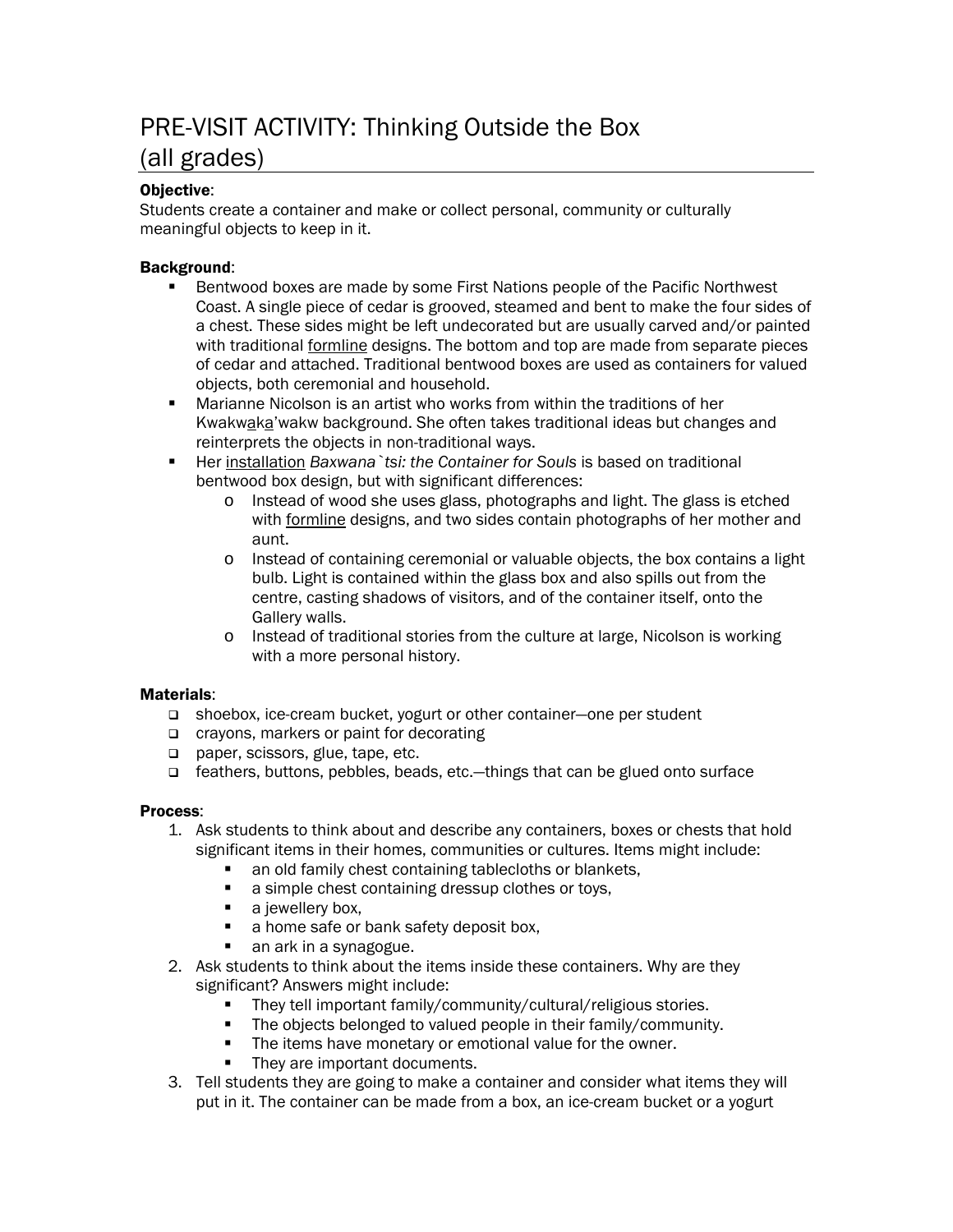# PRE-VISIT ACTIVITY: Thinking Outside the Box (all grades)

**Objective**:

Students create a container and make or collect personal, community or culturally meaningful objects to keep in it.

**Background**:

- Bentwood boxes are made by some First Nations people of the Pacific Northwest Coast. A single piece of cedar is grooved, steamed and bent to make the four sides of a chest. These sides might be left undecorated but are usually carved and/or painted with traditional formline designs. The bottom and top are made from separate pieces of cedar and attached. Traditional bentwood boxes are used as containers for valued objects, both ceremonial and household.
- Marianne Nicolson is an artist who works from within the traditions of her Kwakwaka'wakw background. She often takes traditional ideas but changes and reinterprets the objects in non-traditional ways.
- Her installation *Baxwana`tsi: the Container for Souls* is based on traditional bentwood box design, but with significant differences:
  - Instead of wood she uses glass, photographs and light. The glass is etched with formline designs, and two sides contain photographs of her mother and aunt.
  - Instead of containing ceremonial or valuable objects, the box contains a light bulb. Light is contained within the glass box and also spills out from the centre, casting shadows of visitors, and of the container itself, onto the Gallery walls.
  - Instead of traditional stories from the culture at large, Nicolson is working with a more personal history.

**Materials**:

- shoebox, ice-cream bucket, yogurt or other container—one per student
- crayons, markers or paint for decorating
- paper, scissors, glue, tape, etc.
- feathers, buttons, pebbles, beads, etc.—things that can be glued onto surface

**Process**:

1. Ask students to think about and describe any containers, boxes or chests that hold significant items in their homes, communities or cultures. Items might include:
   - an old family chest containing tablecloths or blankets,
   - a simple chest containing dressup clothes or toys,
   - a jewellery box,
   - a home safe or bank safety deposit box,
   - an ark in a synagogue.
2. Ask students to think about the items inside these containers. Why are they significant? Answers might include:
   - They tell important family/community/cultural/religious stories.
   - The objects belonged to valued people in their family/community.
   - The items have monetary or emotional value for the owner.
   - They are important documents.
3. Tell students they are going to make a container and consider what items they will put in it. The container can be made from a box, an ice-cream bucket or a yogurt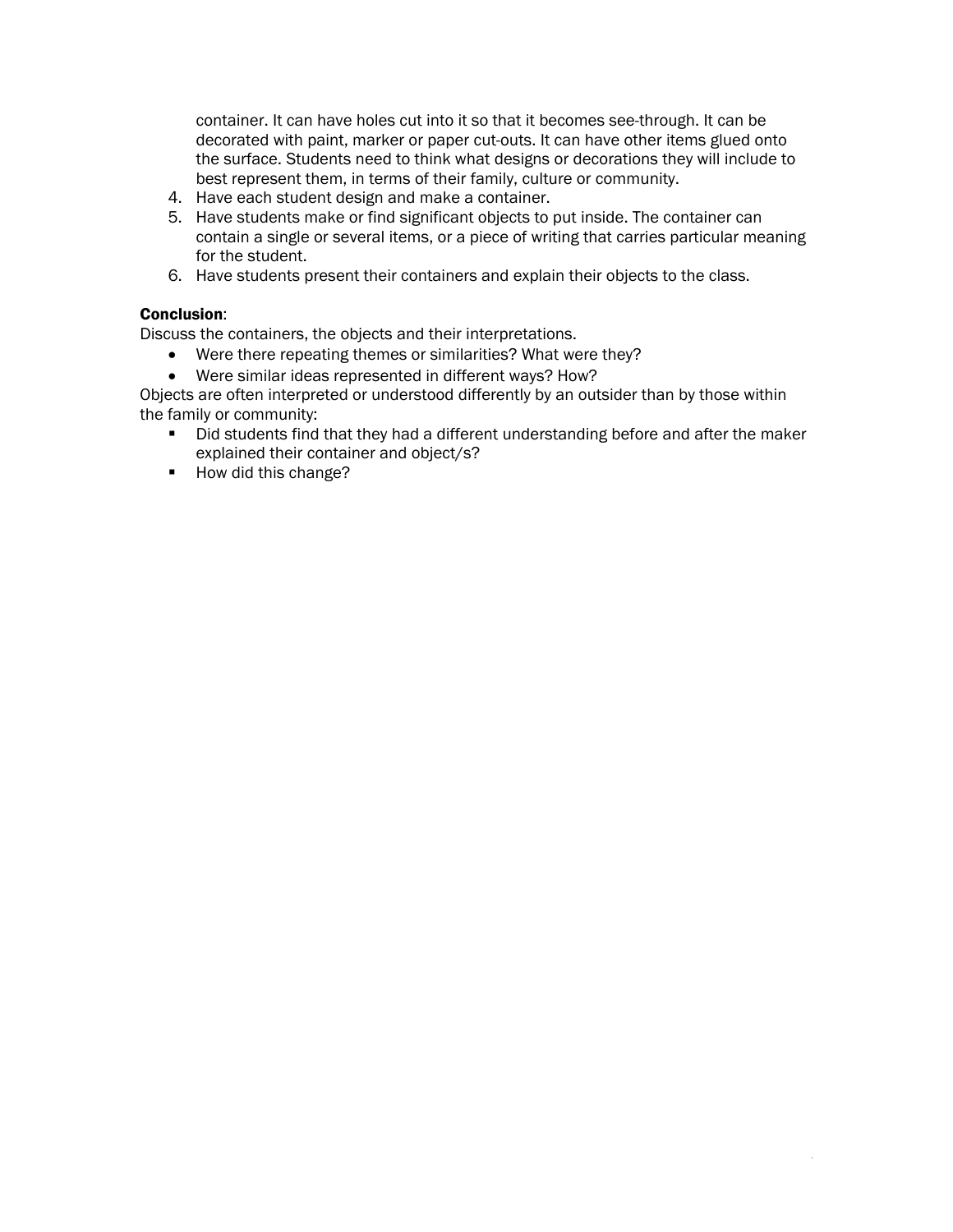container. It can have holes cut into it so that it becomes see-through. It can be decorated with paint, marker or paper cut-outs. It can have other items glued onto the surface. Students need to think what designs or decorations they will include to best represent them, in terms of their family, culture or community.

4. Have each student design and make a container.
5. Have students make or find significant objects to put inside. The container can contain a single or several items, or a piece of writing that carries particular meaning for the student.
6. Have students present their containers and explain their objects to the class.

**Conclusion**:
Discuss the containers, the objects and their interpretations.

- Were there repeating themes or similarities? What were they?
- Were similar ideas represented in different ways? How?

Objects are often interpreted or understood differently by an outsider than by those within the family or community:

- Did students find that they had a different understanding before and after the maker explained their container and object/s?
- How did this change?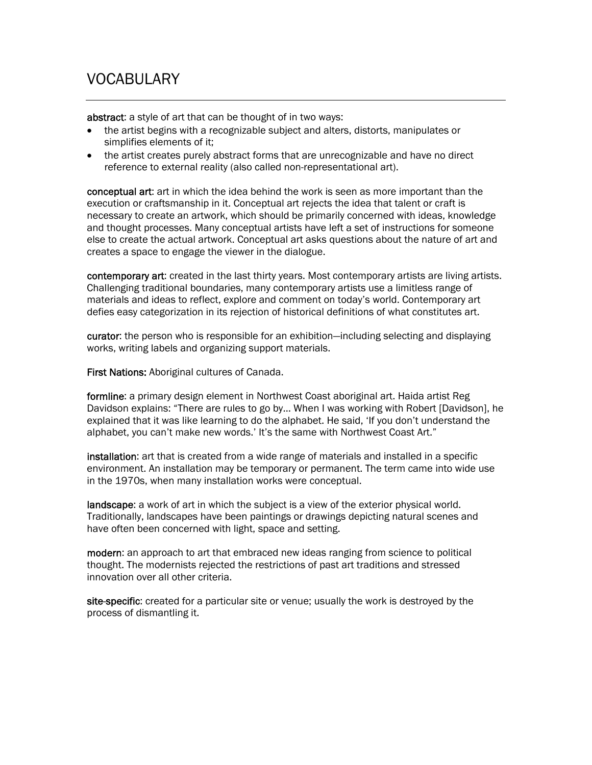# VOCABULARY

**abstract**: a style of art that can be thought of in two ways:

- the artist begins with a recognizable subject and alters, distorts, manipulates or simplifies elements of it;
- the artist creates purely abstract forms that are unrecognizable and have no direct reference to external reality (also called non-representational art).

**conceptual art**: art in which the idea behind the work is seen as more important than the execution or craftsmanship in it. Conceptual art rejects the idea that talent or craft is necessary to create an artwork, which should be primarily concerned with ideas, knowledge and thought processes. Many conceptual artists have left a set of instructions for someone else to create the actual artwork. Conceptual art asks questions about the nature of art and creates a space to engage the viewer in the dialogue.

**contemporary art**: created in the last thirty years. Most contemporary artists are living artists. Challenging traditional boundaries, many contemporary artists use a limitless range of materials and ideas to reflect, explore and comment on today's world. Contemporary art defies easy categorization in its rejection of historical definitions of what constitutes art.

**curator**: the person who is responsible for an exhibition—including selecting and displaying works, writing labels and organizing support materials.

**First Nations:** Aboriginal cultures of Canada.

**formline**: a primary design element in Northwest Coast aboriginal art. Haida artist Reg Davidson explains: "There are rules to go by… When I was working with Robert [Davidson], he explained that it was like learning to do the alphabet. He said, 'If you don't understand the alphabet, you can't make new words.' It's the same with Northwest Coast Art."

**installation**: art that is created from a wide range of materials and installed in a specific environment. An installation may be temporary or permanent. The term came into wide use in the 1970s, when many installation works were conceptual.

**landscape**: a work of art in which the subject is a view of the exterior physical world. Traditionally, landscapes have been paintings or drawings depicting natural scenes and have often been concerned with light, space and setting.

**modern**: an approach to art that embraced new ideas ranging from science to political thought. The modernists rejected the restrictions of past art traditions and stressed innovation over all other criteria.

**site-specific**: created for a particular site or venue; usually the work is destroyed by the process of dismantling it.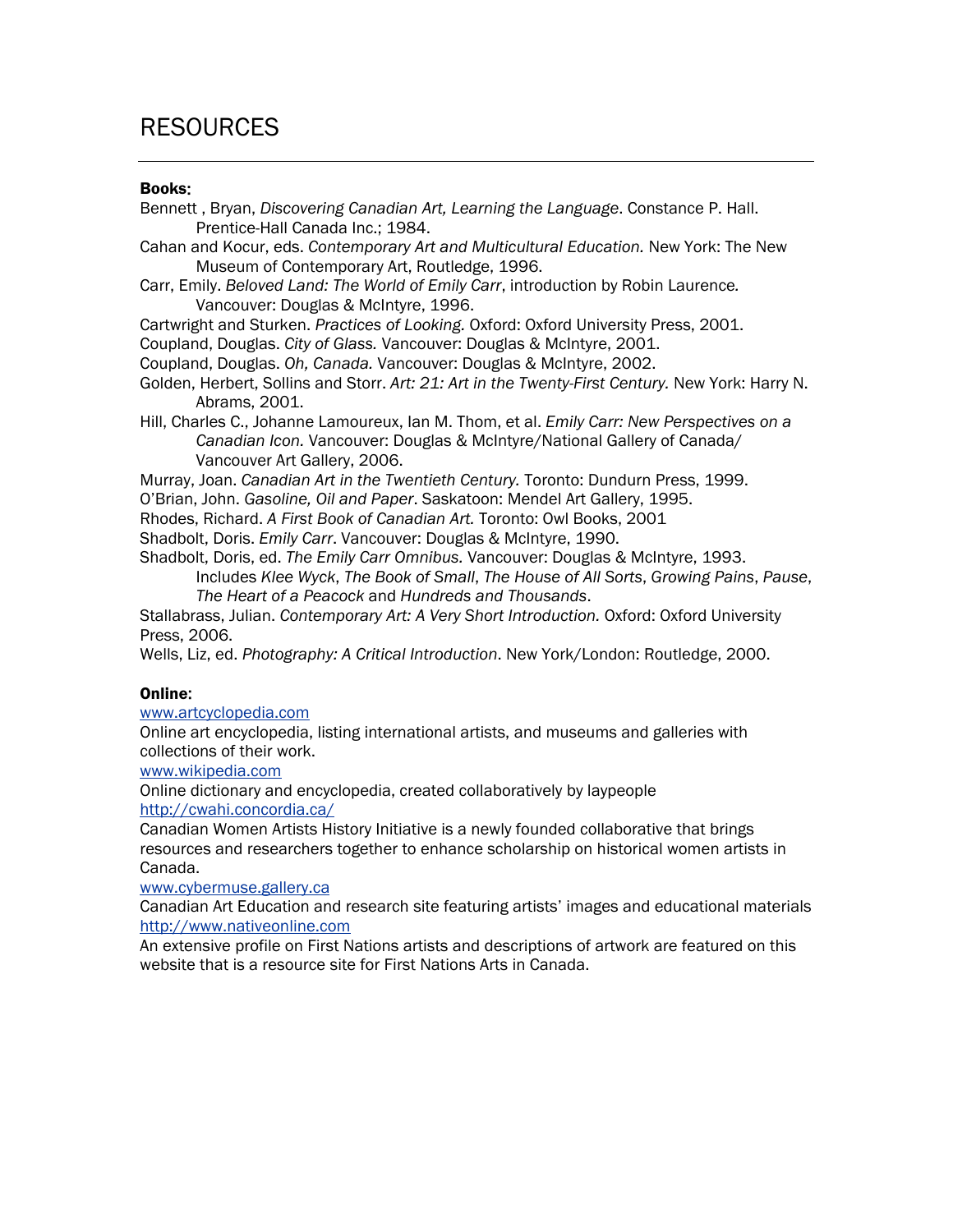# RESOURCES

**Books**:

Bennett , Bryan, *Discovering Canadian Art, Learning the Language*. Constance P. Hall. Prentice-Hall Canada Inc.; 1984.

Cahan and Kocur, eds. *Contemporary Art and Multicultural Education.* New York: The New Museum of Contemporary Art, Routledge, 1996.

Carr, Emily. *Beloved Land: The World of Emily Carr*, introduction by Robin Laurence*.* Vancouver: Douglas & McIntyre, 1996.

Cartwright and Sturken. *Practices of Looking.* Oxford: Oxford University Press, 2001.

Coupland, Douglas. *City of Glass.* Vancouver: Douglas & McIntyre, 2001.

Coupland, Douglas. *Oh, Canada.* Vancouver: Douglas & McIntyre, 2002.

Golden, Herbert, Sollins and Storr. *Art: 21: Art in the Twenty-First Century.* New York: Harry N. Abrams, 2001.

Hill, Charles C., Johanne Lamoureux, Ian M. Thom, et al. *Emily Carr: New Perspectives on a Canadian Icon.* Vancouver: Douglas & McIntyre/National Gallery of Canada/ Vancouver Art Gallery, 2006.

Murray, Joan. *Canadian Art in the Twentieth Century.* Toronto: Dundurn Press, 1999.

O'Brian, John. *Gasoline, Oil and Paper*. Saskatoon: Mendel Art Gallery, 1995.

Rhodes, Richard. *A First Book of Canadian Art.* Toronto: Owl Books, 2001

Shadbolt, Doris. *Emily Carr*. Vancouver: Douglas & McIntyre, 1990.

Shadbolt, Doris, ed. *The Emily Carr Omnibus.* Vancouver: Douglas & McIntyre, 1993. Includes *Klee Wyck*, *The Book of Small*, *The House of All Sorts*, *Growing Pains*, *Pause*, *The Heart of a Peacock* and *Hundreds and Thousands*.

Stallabrass, Julian. *Contemporary Art: A Very Short Introduction.* Oxford: Oxford University Press, 2006.

Wells, Liz, ed. *Photography: A Critical Introduction*. New York/London: Routledge, 2000.

**Online**:

www.artcyclopedia.com
Online art encyclopedia, listing international artists, and museums and galleries with collections of their work.

www.wikipedia.com
Online dictionary and encyclopedia, created collaboratively by laypeople

http://cwahi.concordia.ca/
Canadian Women Artists History Initiative is a newly founded collaborative that brings resources and researchers together to enhance scholarship on historical women artists in Canada.

www.cybermuse.gallery.ca
Canadian Art Education and research site featuring artists' images and educational materials

http://www.nativeonline.com
An extensive profile on First Nations artists and descriptions of artwork are featured on this website that is a resource site for First Nations Arts in Canada.